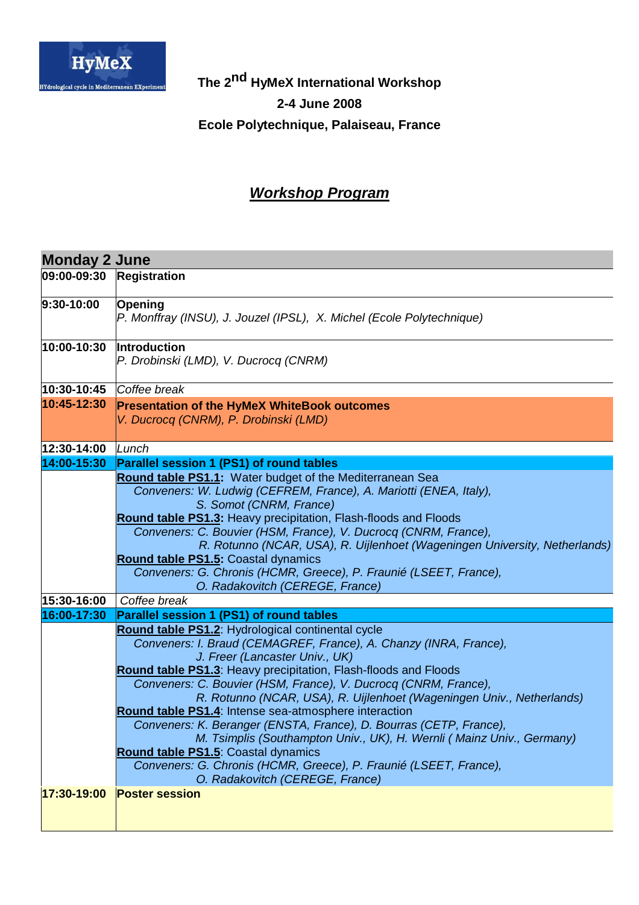# The 2nd HyMeX International Workshop

**2-4 June 2008**

**Ecole Polytechnique, Palaiseau, France**

## ***Workshop Program***

| **Monday 2 June** | |
|---|---|
| **09:00-09:30** | **Registration** |
| **9:30-10:00** | **Opening**<br>*P. Monffray (INSU), J. Jouzel (IPSL), X. Michel (Ecole Polytechnique)* |
| **10:00-10:30** | **Introduction**<br>*P. Drobinski (LMD), V. Ducrocq (CNRM)* |
| **10:30-10:45** | *Coffee break* |
| **10:45-12:30** | **Presentation of the HyMeX WhiteBook outcomes**<br>*V. Ducrocq (CNRM), P. Drobinski (LMD)* |
| **12:30-14:00** | *Lunch* |
| **14:00-15:30** | **Parallel session 1 (PS1) of round tables** |
| | **Round table PS1.1:** Water budget of the Mediterranean Sea<br>*Conveners: W. Ludwig (CEFREM, France), A. Mariotti (ENEA, Italy), S. Somot (CNRM, France)*<br>**Round table PS1.3:** Heavy precipitation, Flash-floods and Floods<br>*Conveners: C. Bouvier (HSM, France), V. Ducrocq (CNRM, France), R. Rotunno (NCAR, USA), R. Uijlenhoet (Wageningen University, Netherlands)*<br>**Round table PS1.5:** Coastal dynamics<br>*Conveners: G. Chronis (HCMR, Greece), P. Fraunié (LSEET, France), O. Radakovitch (CEREGE, France)* |
| **15:30-16:00** | *Coffee break* |
| **16:00-17:30** | **Parallel session 1 (PS1) of round tables** |
| | **Round table PS1.2**: Hydrological continental cycle<br>*Conveners: I. Braud (CEMAGREF, France), A. Chanzy (INRA, France), J. Freer (Lancaster Univ., UK)*<br>**Round table PS1.3**: Heavy precipitation, Flash-floods and Floods<br>*Conveners: C. Bouvier (HSM, France), V. Ducrocq (CNRM, France), R. Rotunno (NCAR, USA), R. Uijlenhoet (Wageningen Univ., Netherlands)*<br>**Round table PS1.4**: Intense sea-atmosphere interaction<br>*Conveners: K. Beranger (ENSTA, France), D. Bourras (CETP, France), M. Tsimplis (Southampton Univ., UK), H. Wernli ( Mainz Univ., Germany)*<br>**Round table PS1.5**: Coastal dynamics<br>*Conveners: G. Chronis (HCMR, Greece), P. Fraunié (LSEET, France), O. Radakovitch (CEREGE, France)* |
| **17:30-19:00** | **Poster session** |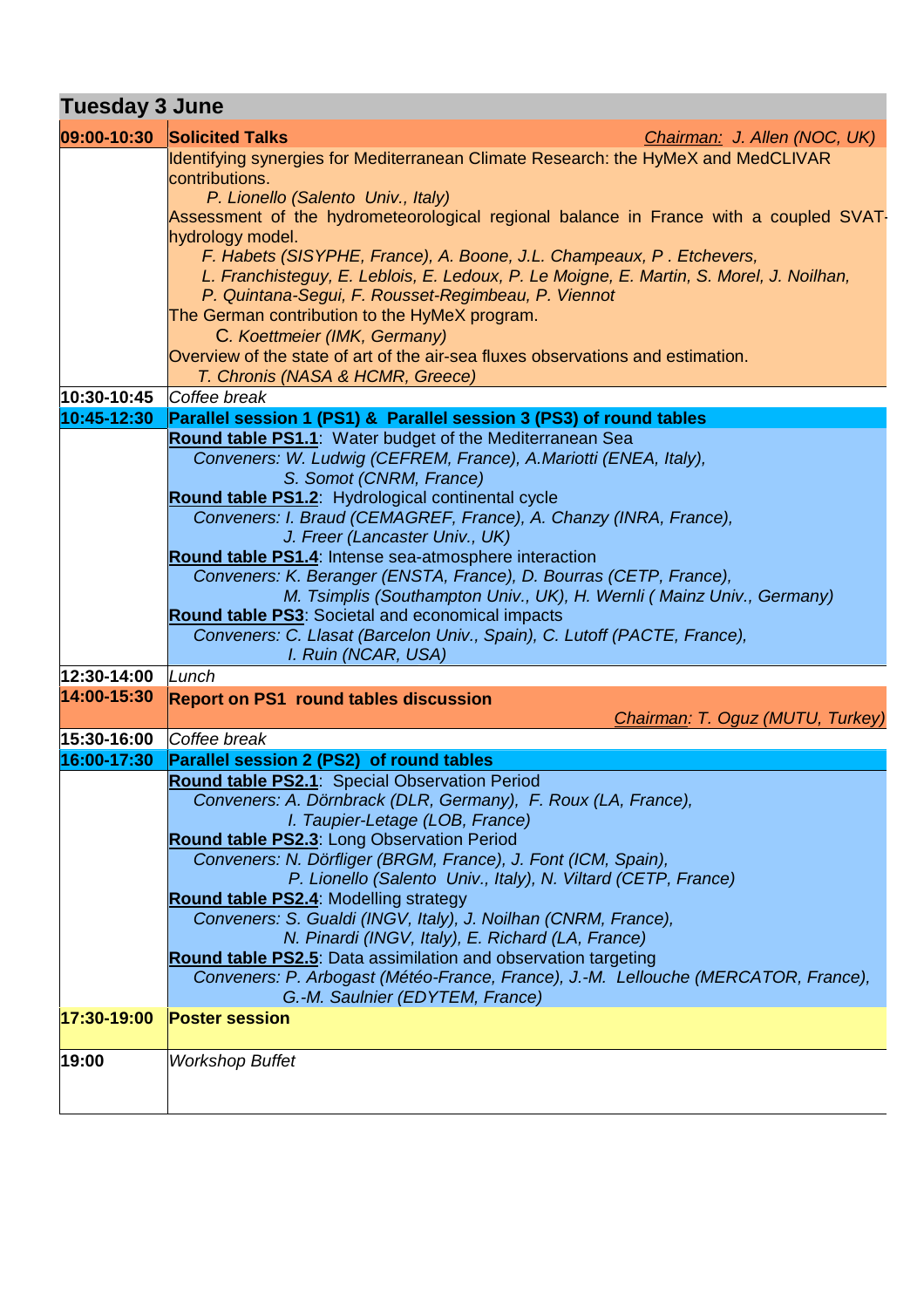## Tuesday 3 June

| | |
|---|---|
| **09:00-10:30** | **Solicited Talks** — *Chairman: J. Allen (NOC, UK)* |
| | Identifying synergies for Mediterranean Climate Research: the HyMeX and MedCLIVAR contributions.<br>*P. Lionello (Salento Univ., Italy)*<br>Assessment of the hydrometeorological regional balance in France with a coupled SVAT-hydrology model.<br>*F. Habets (SISYPHE, France), A. Boone, J.L. Champeaux, P . Etchevers, L. Franchisteguy, E. Leblois, E. Ledoux, P. Le Moigne, E. Martin, S. Morel, J. Noilhan, P. Quintana-Segui, F. Rousset-Regimbeau, P. Viennot*<br>The German contribution to the HyMeX program.<br>*C. Koettmeier (IMK, Germany)*<br>Overview of the state of art of the air-sea fluxes observations and estimation.<br>*T. Chronis (NASA & HCMR, Greece)* |
| **10:30-10:45** | *Coffee break* |
| **10:45-12:30** | **Parallel session 1 (PS1) & Parallel session 3 (PS3) of round tables** |
| | **Round table PS1.1**: Water budget of the Mediterranean Sea<br>*Conveners: W. Ludwig (CEFREM, France), A.Mariotti (ENEA, Italy), S. Somot (CNRM, France)*<br>**Round table PS1.2**: Hydrological continental cycle<br>*Conveners: I. Braud (CEMAGREF, France), A. Chanzy (INRA, France), J. Freer (Lancaster Univ., UK)*<br>**Round table PS1.4**: Intense sea-atmosphere interaction<br>*Conveners: K. Beranger (ENSTA, France), D. Bourras (CETP, France), M. Tsimplis (Southampton Univ., UK), H. Wernli ( Mainz Univ., Germany)*<br>**Round table PS3**: Societal and economical impacts<br>*Conveners: C. Llasat (Barcelon Univ., Spain), C. Lutoff (PACTE, France), I. Ruin (NCAR, USA)* |
| **12:30-14:00** | *Lunch* |
| **14:00-15:30** | **Report on PS1 round tables discussion** — *Chairman: T. Oguz (MUTU, Turkey)* |
| **15:30-16:00** | *Coffee break* |
| **16:00-17:30** | **Parallel session 2 (PS2) of round tables** |
| | **Round table PS2.1**: Special Observation Period<br>*Conveners: A. Dörnbrack (DLR, Germany), F. Roux (LA, France), I. Taupier-Letage (LOB, France)*<br>**Round table PS2.3**: Long Observation Period<br>*Conveners: N. Dörfliger (BRGM, France), J. Font (ICM, Spain), P. Lionello (Salento Univ., Italy), N. Viltard (CETP, France)*<br>**Round table PS2.4**: Modelling strategy<br>*Conveners: S. Gualdi (INGV, Italy), J. Noilhan (CNRM, France), N. Pinardi (INGV, Italy), E. Richard (LA, France)*<br>**Round table PS2.5**: Data assimilation and observation targeting<br>*Conveners: P. Arbogast (Météo-France, France), J.-M. Lellouche (MERCATOR, France), G.-M. Saulnier (EDYTEM, France)* |
| **17:30-19:00** | **Poster session** |
| **19:00** | *Workshop Buffet* |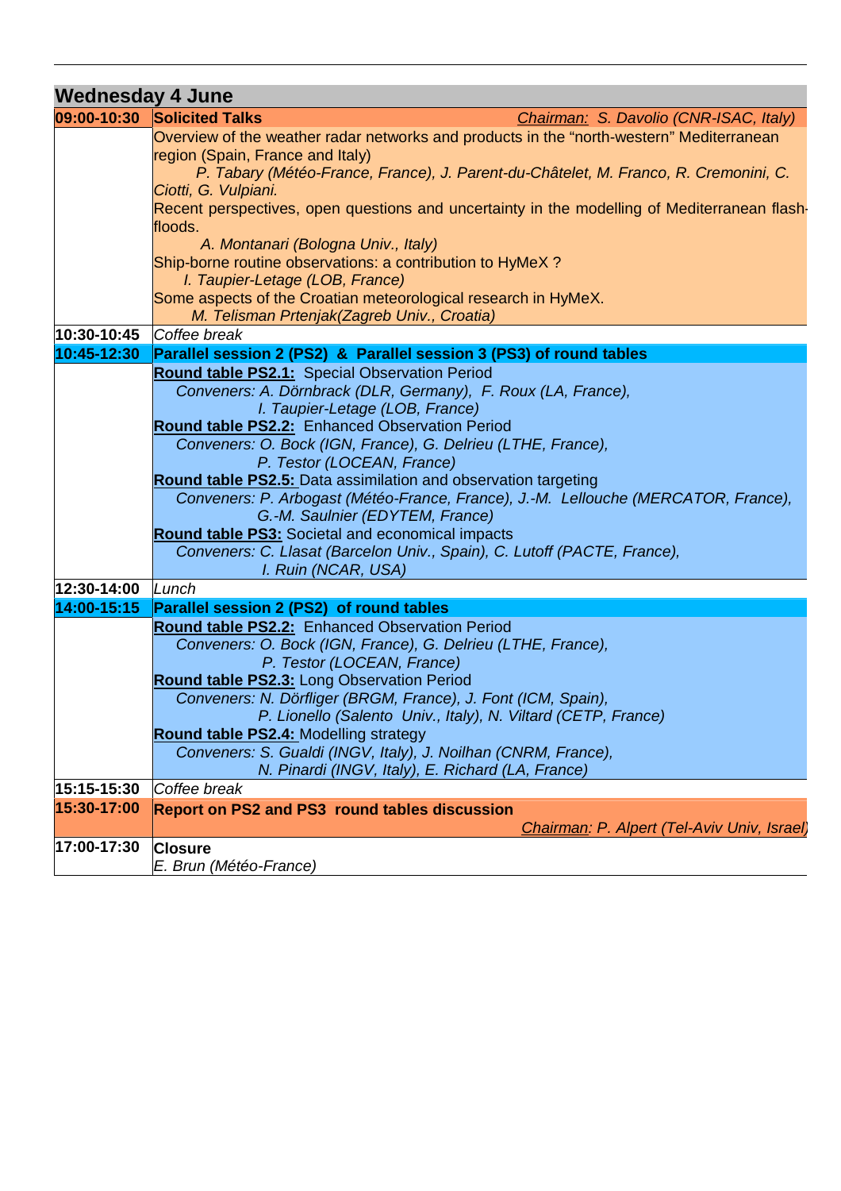## Wednesday 4 June

| | |
|---|---|
| **09:00-10:30** | **Solicited Talks** *Chairman: S. Davolio (CNR-ISAC, Italy)* |
| | Overview of the weather radar networks and products in the “north-western” Mediterranean region (Spain, France and Italy)<br>*P. Tabary (Météo-France, France), J. Parent-du-Châtelet, M. Franco, R. Cremonini, C. Ciotti, G. Vulpiani.*<br>Recent perspectives, open questions and uncertainty in the modelling of Mediterranean flash-floods.<br>*A. Montanari (Bologna Univ., Italy)*<br>Ship-borne routine observations: a contribution to HyMeX ?<br>*I. Taupier-Letage (LOB, France)*<br>Some aspects of the Croatian meteorological research in HyMeX.<br>*M. Telisman Prtenjak(Zagreb Univ., Croatia)* |
| **10:30-10:45** | *Coffee break* |
| **10:45-12:30** | **Parallel session 2 (PS2) & Parallel session 3 (PS3) of round tables** |
| | **Round table PS2.1:** Special Observation Period<br>*Conveners: A. Dörnbrack (DLR, Germany), F. Roux (LA, France), I. Taupier-Letage (LOB, France)*<br>**Round table PS2.2:** Enhanced Observation Period<br>*Conveners: O. Bock (IGN, France), G. Delrieu (LTHE, France), P. Testor (LOCEAN, France)*<br>**Round table PS2.5:** Data assimilation and observation targeting<br>*Conveners: P. Arbogast (Météo-France, France), J.-M. Lellouche (MERCATOR, France), G.-M. Saulnier (EDYTEM, France)*<br>**Round table PS3:** Societal and economical impacts<br>*Conveners: C. Llasat (Barcelon Univ., Spain), C. Lutoff (PACTE, France), I. Ruin (NCAR, USA)* |
| **12:30-14:00** | *Lunch* |
| **14:00-15:15** | **Parallel session 2 (PS2) of round tables** |
| | **Round table PS2.2:** Enhanced Observation Period<br>*Conveners: O. Bock (IGN, France), G. Delrieu (LTHE, France), P. Testor (LOCEAN, France)*<br>**Round table PS2.3:** Long Observation Period<br>*Conveners: N. Dörfliger (BRGM, France), J. Font (ICM, Spain), P. Lionello (Salento Univ., Italy), N. Viltard (CETP, France)*<br>**Round table PS2.4:** Modelling strategy<br>*Conveners: S. Gualdi (INGV, Italy), J. Noilhan (CNRM, France), N. Pinardi (INGV, Italy), E. Richard (LA, France)* |
| **15:15-15:30** | *Coffee break* |
| **15:30-17:00** | **Report on PS2 and PS3 round tables discussion**<br>*Chairman: P. Alpert (Tel-Aviv Univ, Israel)* |
| **17:00-17:30** | **Closure**<br>*E. Brun (Météo-France)* |